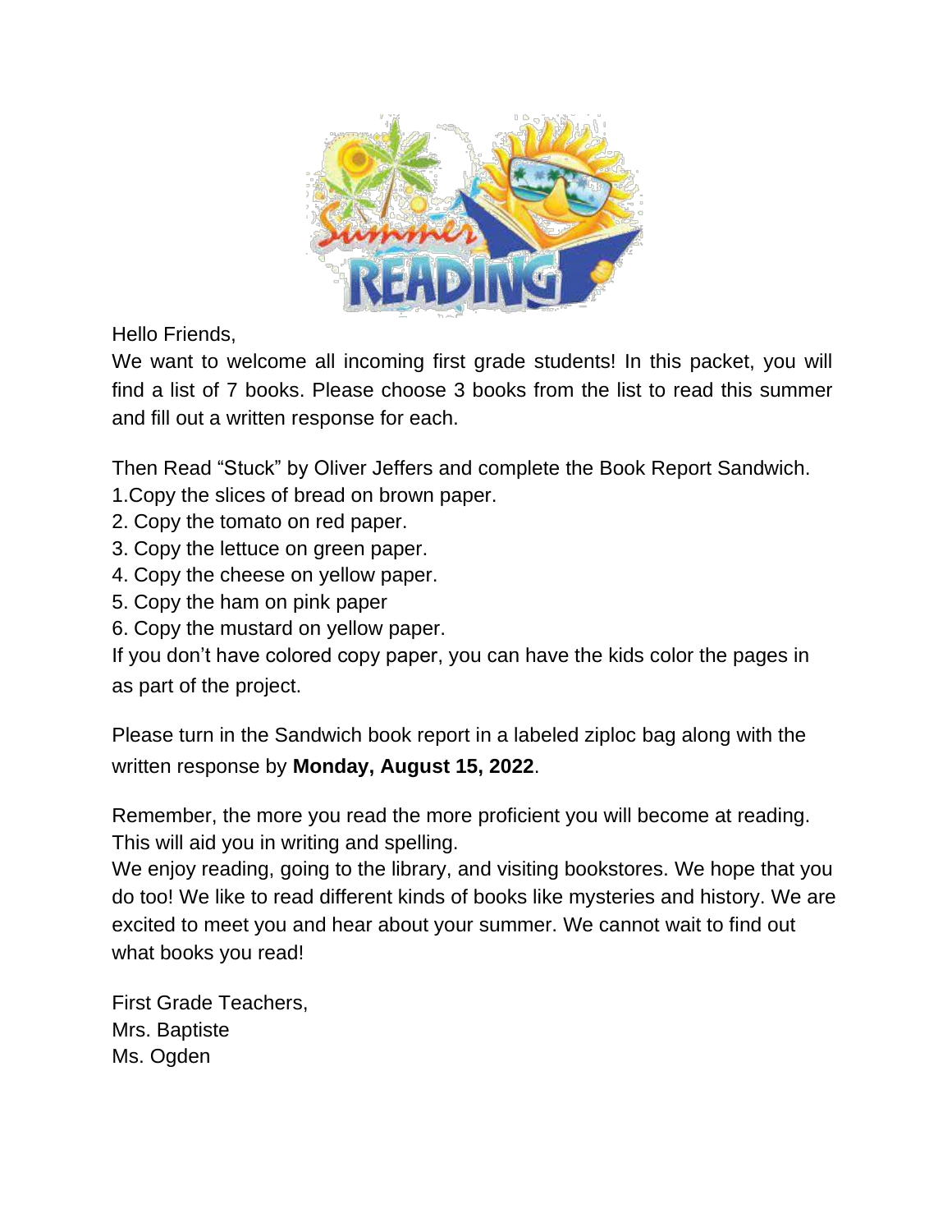Hello Friends,

We want to welcome all incoming first grade students! In this packet, you will find a list of 7 books. Please choose 3 books from the list to read this summer and fill out a written response for each.

Then Read "Stuck" by Oliver Jeffers and complete the Book Report Sandwich.

1. Copy the slices of bread on brown paper.
2. Copy the tomato on red paper.
3. Copy the lettuce on green paper.
4. Copy the cheese on yellow paper.
5. Copy the ham on pink paper
6. Copy the mustard on yellow paper.

If you don't have colored copy paper, you can have the kids color the pages in as part of the project.

Please turn in the Sandwich book report in a labeled ziploc bag along with the written response by **Monday, August 15, 2022**.

Remember, the more you read the more proficient you will become at reading. This will aid you in writing and spelling.

We enjoy reading, going to the library, and visiting bookstores. We hope that you do too! We like to read different kinds of books like mysteries and history. We are excited to meet you and hear about your summer. We cannot wait to find out what books you read!

First Grade Teachers,
Mrs. Baptiste
Ms. Ogden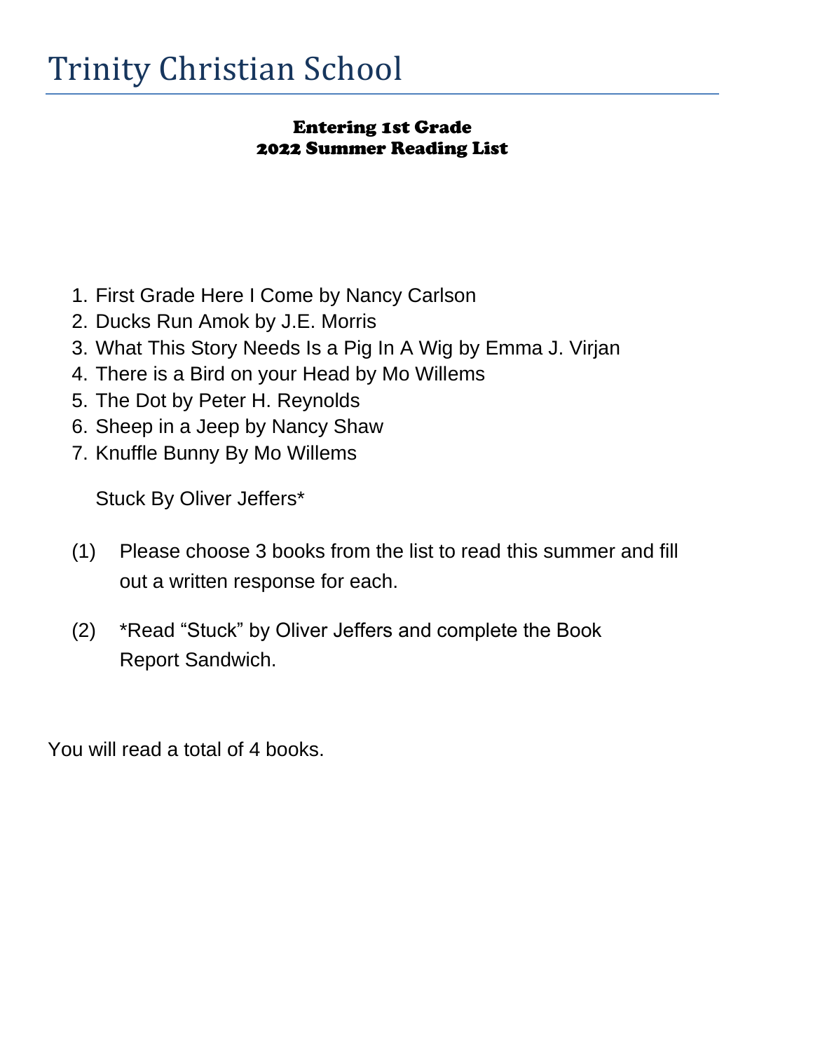# Trinity Christian School

**Entering 1st Grade**
**2022 Summer Reading List**

1. First Grade Here I Come by Nancy Carlson
2. Ducks Run Amok by J.E. Morris
3. What This Story Needs Is a Pig In A Wig by Emma J. Virjan
4. There is a Bird on your Head by Mo Willems
5. The Dot by Peter H. Reynolds
6. Sheep in a Jeep by Nancy Shaw
7. Knuffle Bunny By Mo Willems

   Stuck By Oliver Jeffers*

(1) Please choose 3 books from the list to read this summer and fill out a written response for each.

(2) *Read “Stuck” by Oliver Jeffers and complete the Book Report Sandwich.

You will read a total of 4 books.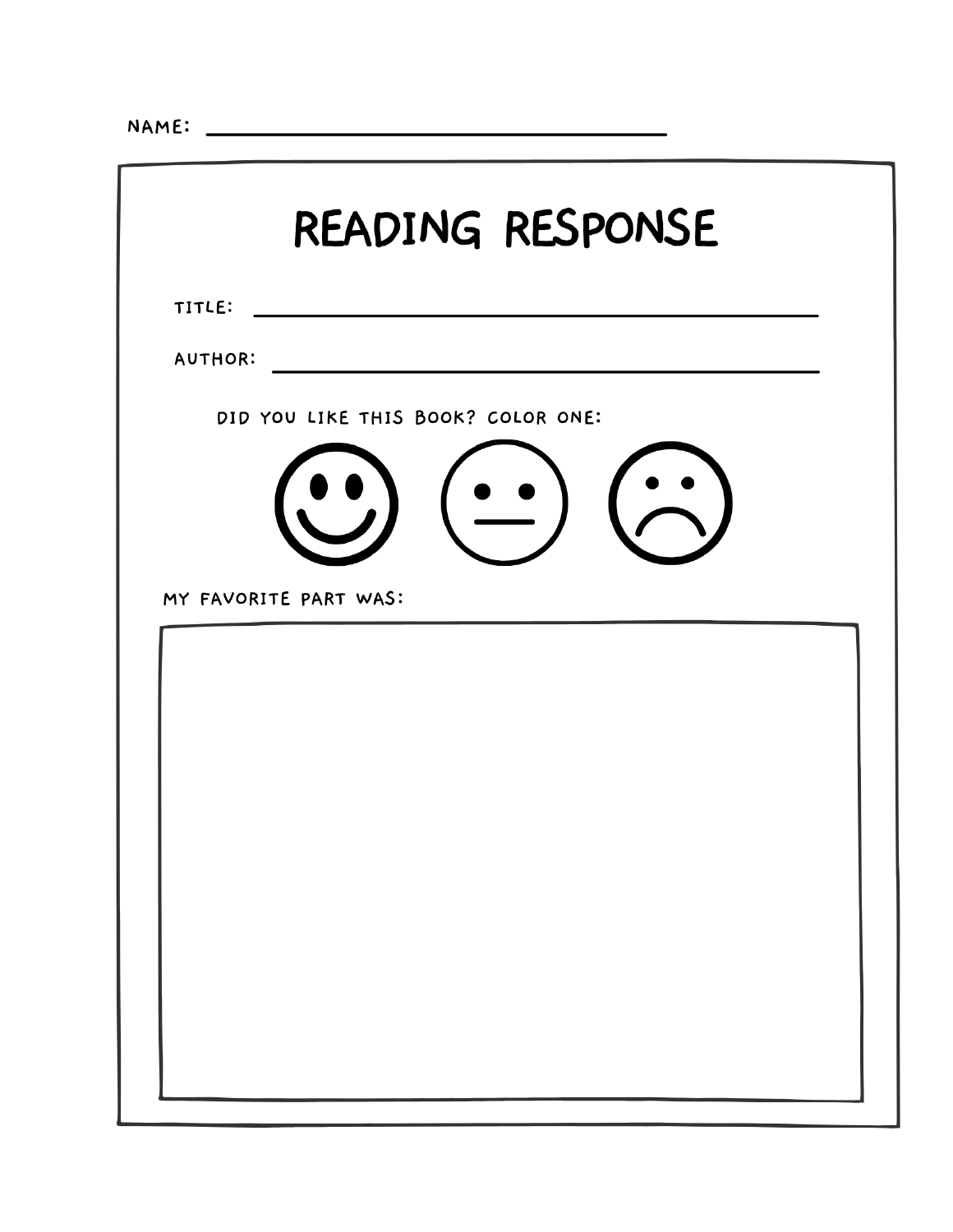NAME: ______________________________

# READING RESPONSE

TITLE: ______________________________

AUTHOR: ______________________________

DID YOU LIKE THIS BOOK? COLOR ONE:

MY FAVORITE PART WAS: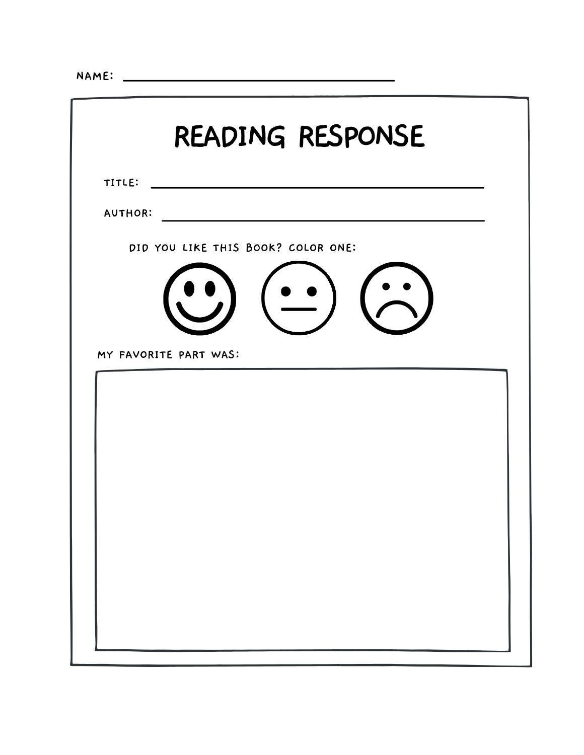NAME: ______________________________

# READING RESPONSE

TITLE: ______________________________

AUTHOR: ______________________________

DID YOU LIKE THIS BOOK? COLOR ONE:

MY FAVORITE PART WAS: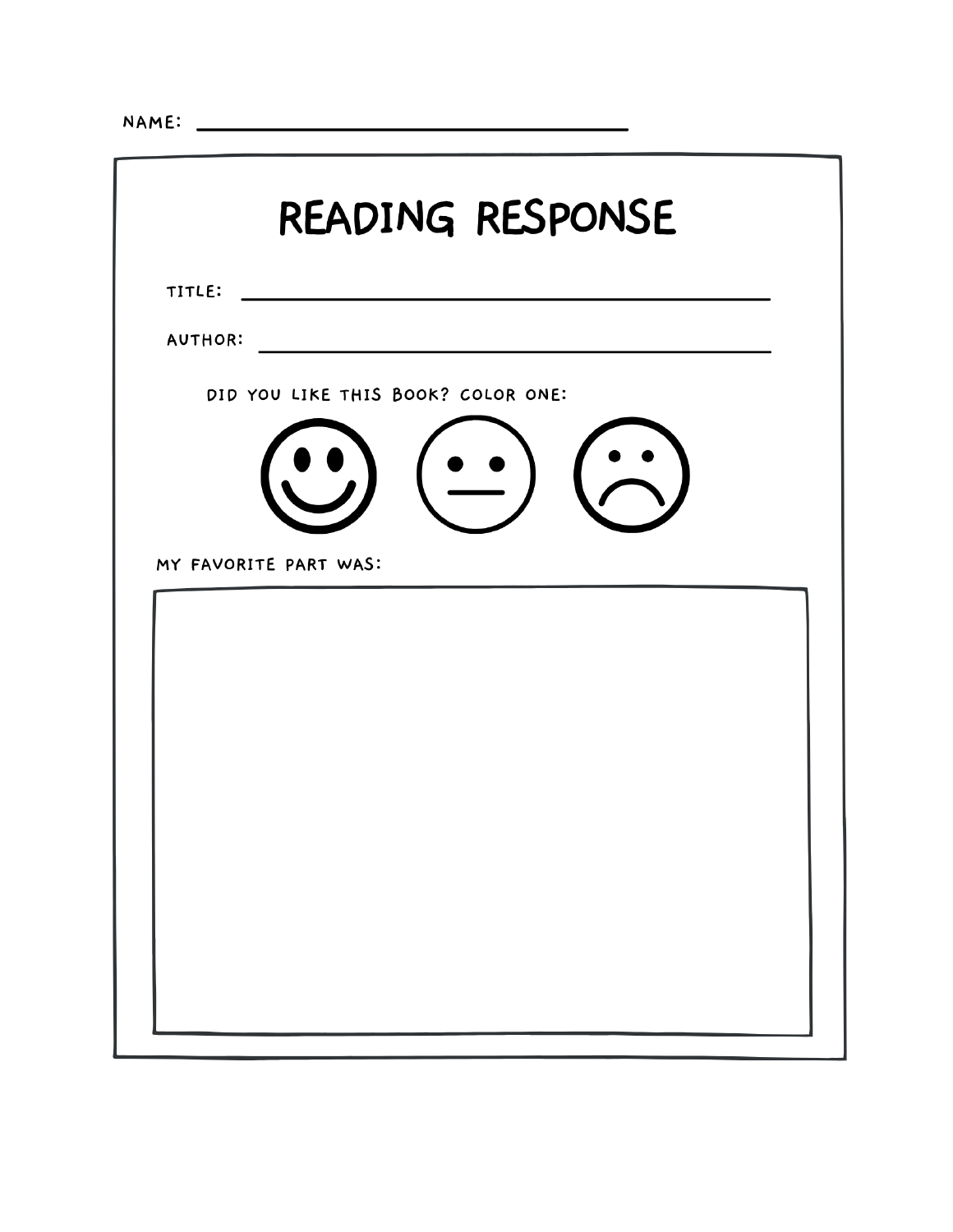NAME: ________________________________

# READING RESPONSE

TITLE: ________________________________

AUTHOR: ________________________________

DID YOU LIKE THIS BOOK? COLOR ONE:

MY FAVORITE PART WAS: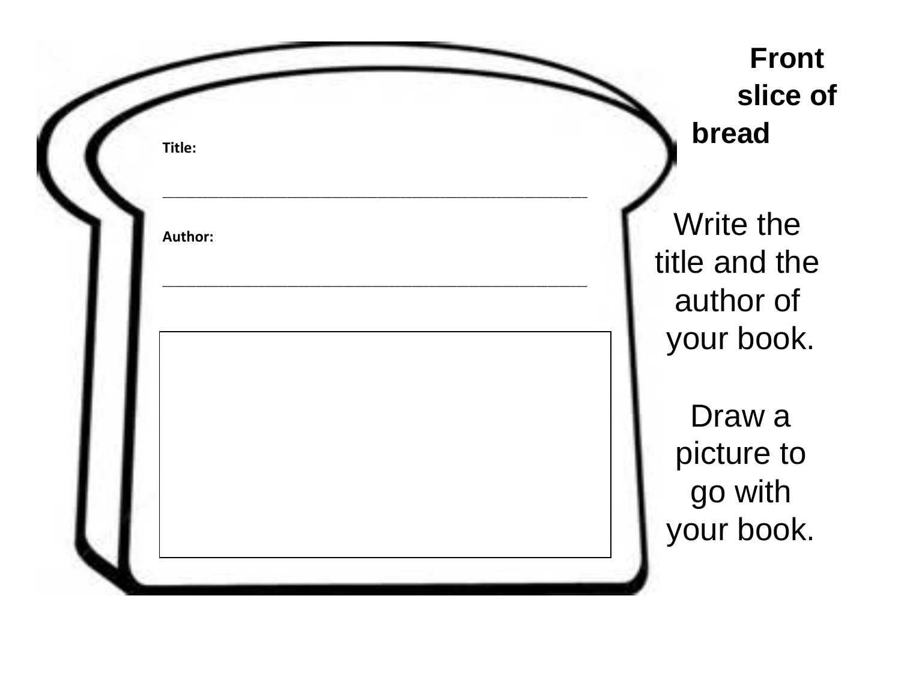**Title:**

\_\_\_\_\_\_\_\_\_\_\_\_\_\_\_\_\_\_\_\_\_\_\_\_\_\_\_\_\_\_\_\_\_\_\_\_\_\_\_\_\_\_\_\_\_\_\_\_\_\_\_\_\_\_

**Author:**

\_\_\_\_\_\_\_\_\_\_\_\_\_\_\_\_\_\_\_\_\_\_\_\_\_\_\_\_\_\_\_\_\_\_\_\_\_\_\_\_\_\_\_\_\_\_\_\_\_\_\_\_\_\_

**Front slice of bread**

Write the title and the author of your book.

Draw a picture to go with your book.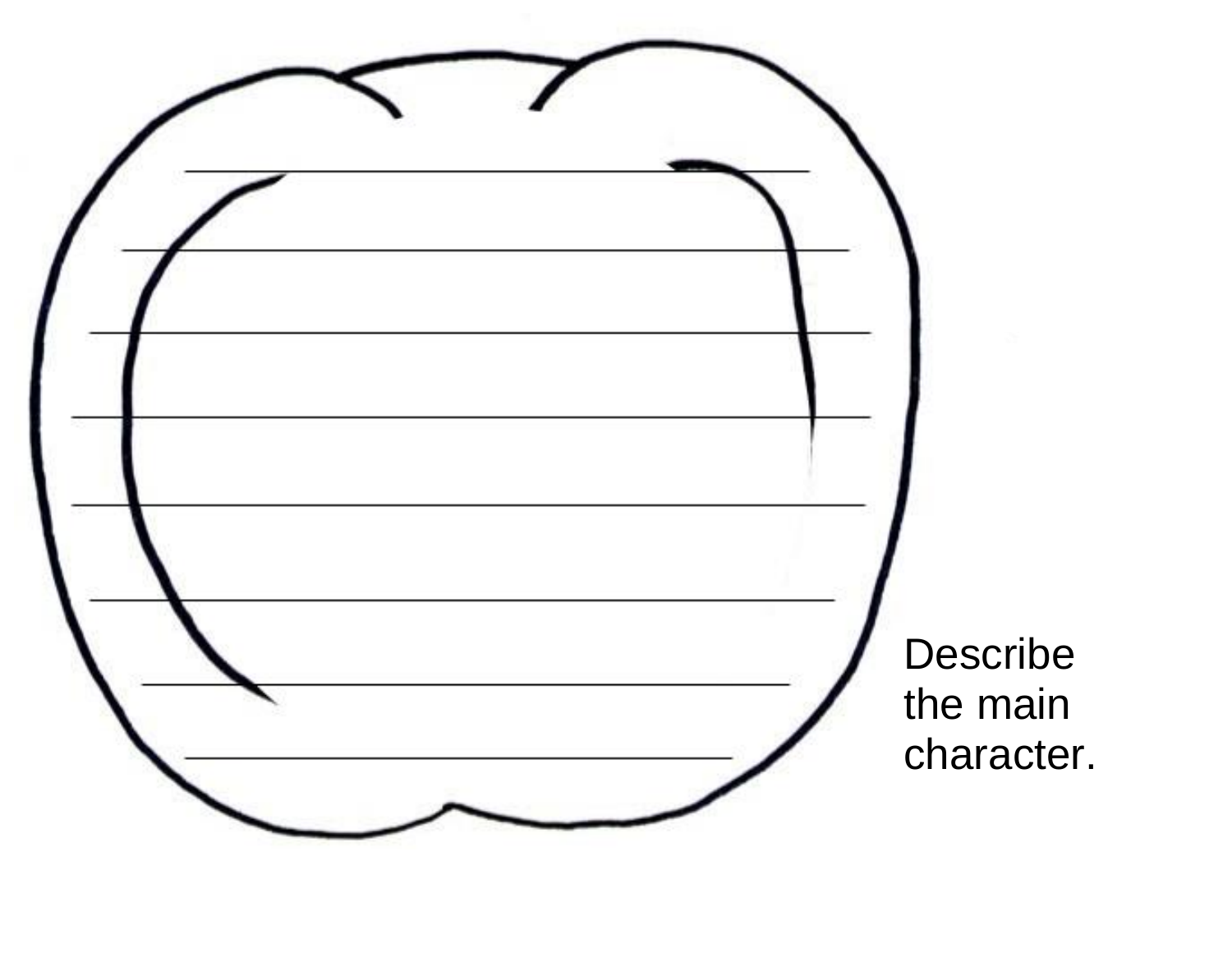Describe the main character.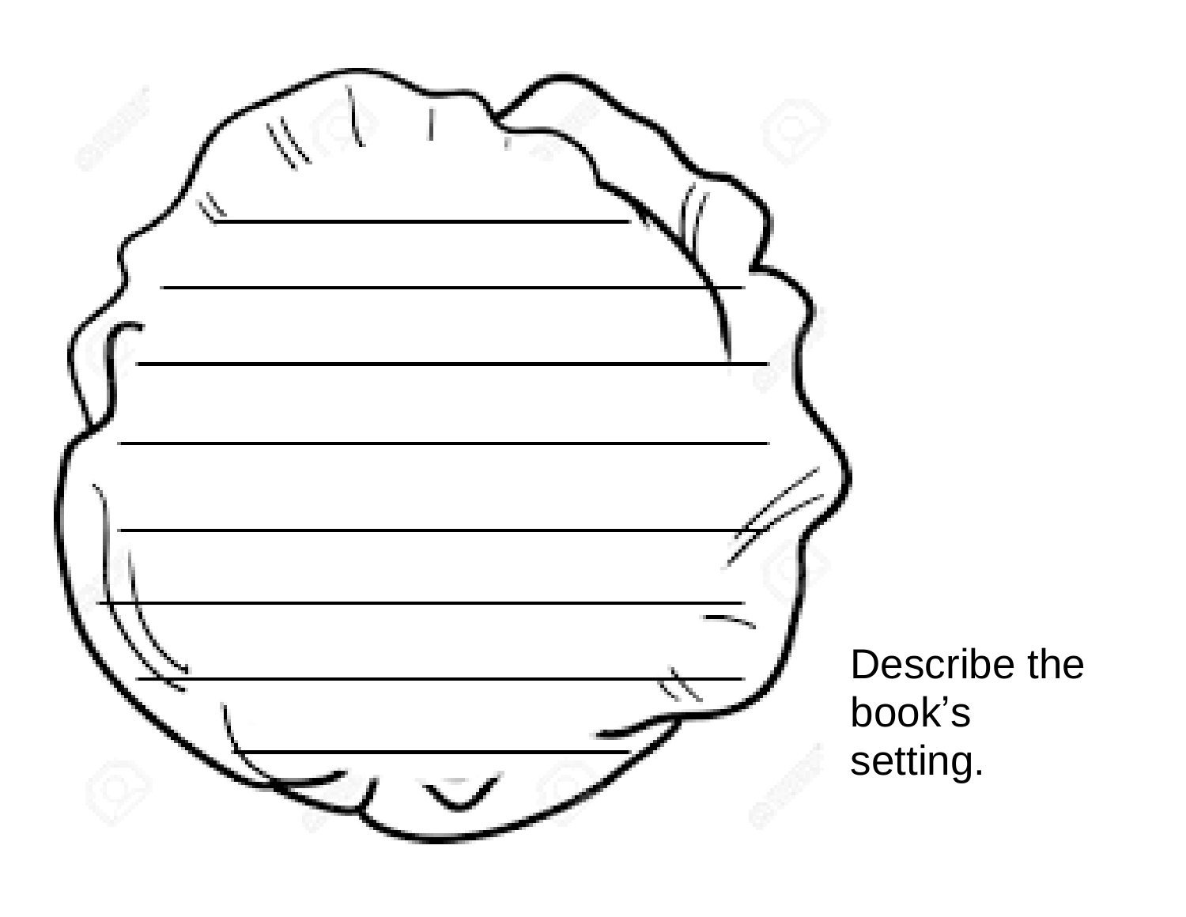Describe the book's setting.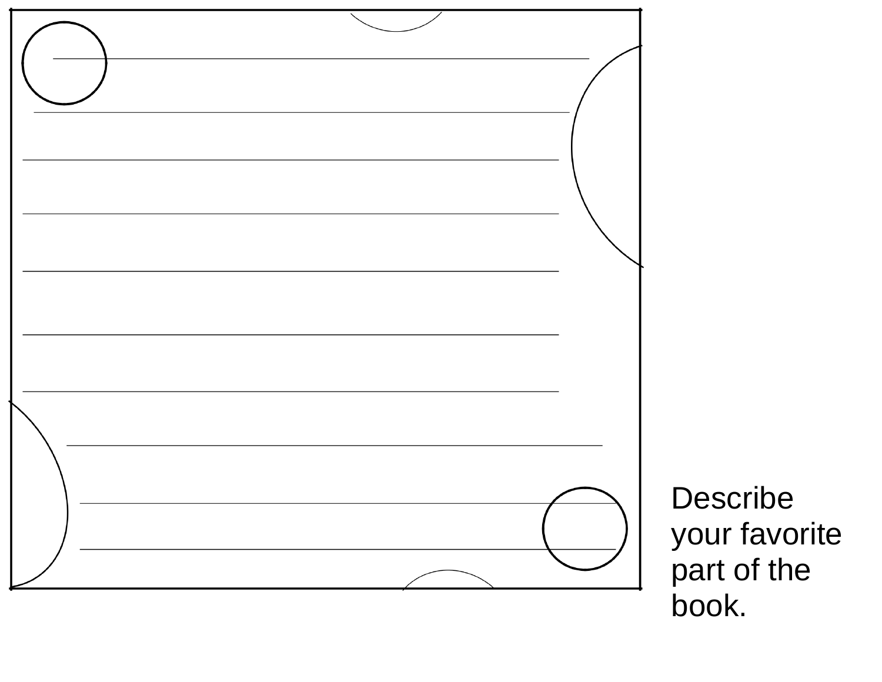Describe your favorite part of the book.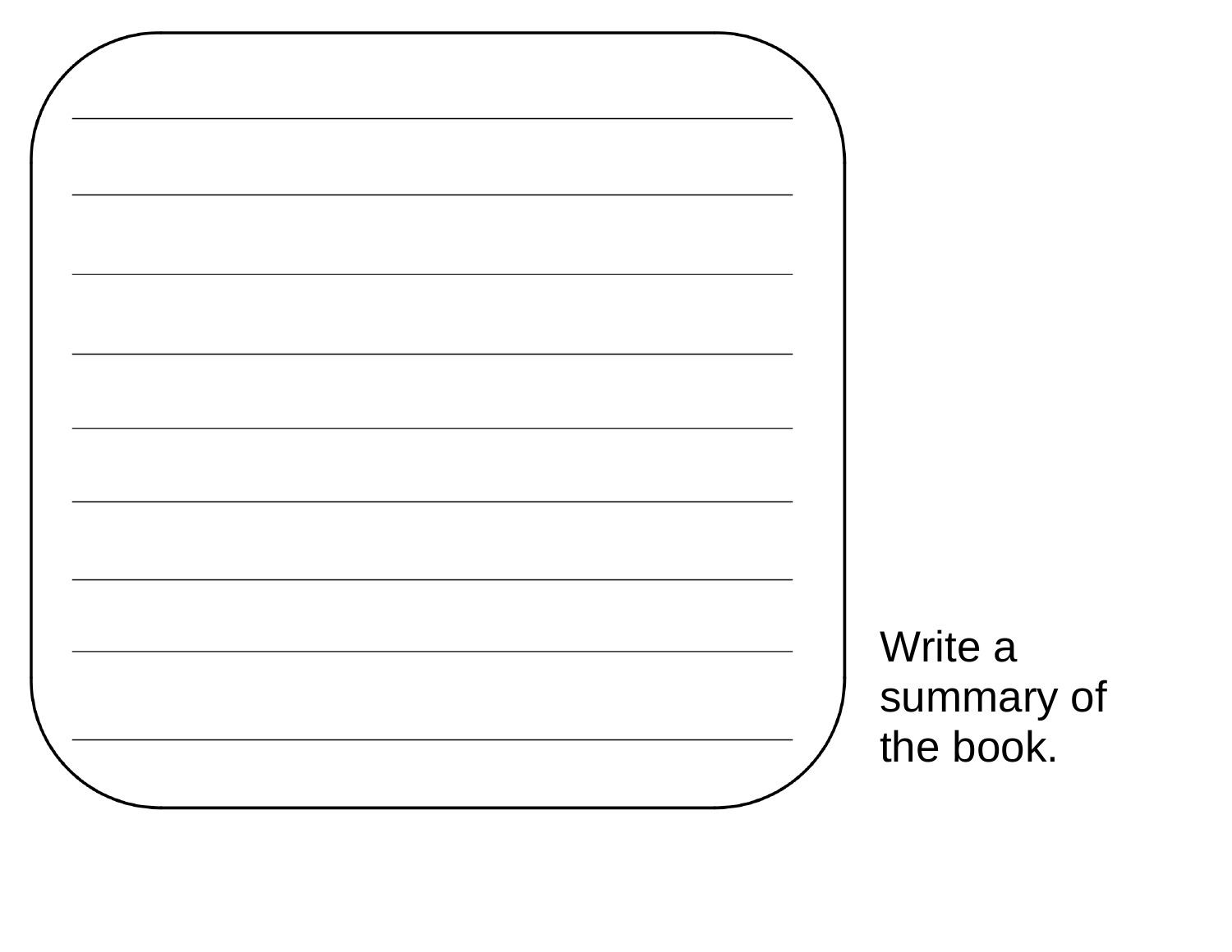Write a summary of the book.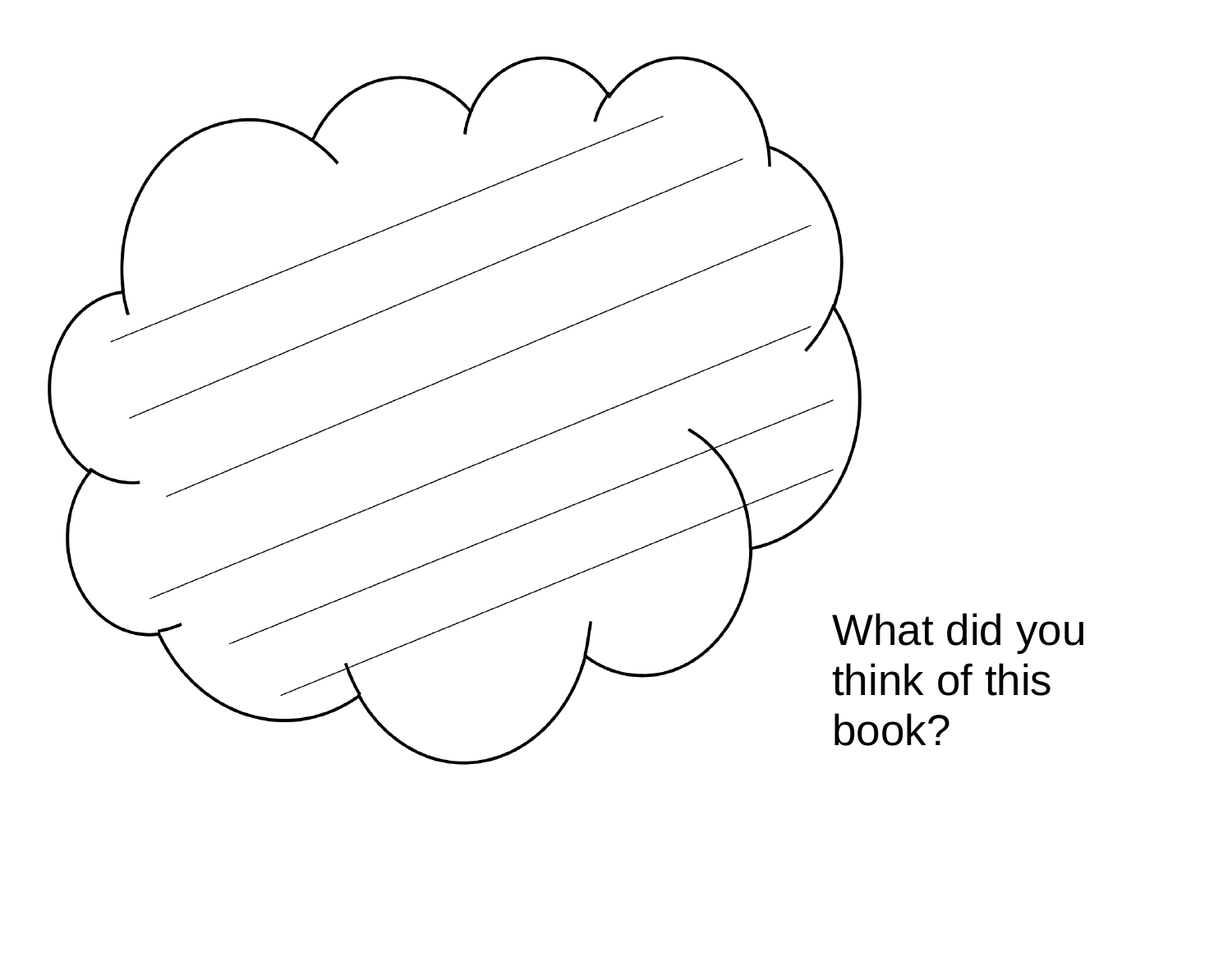What did you think of this book?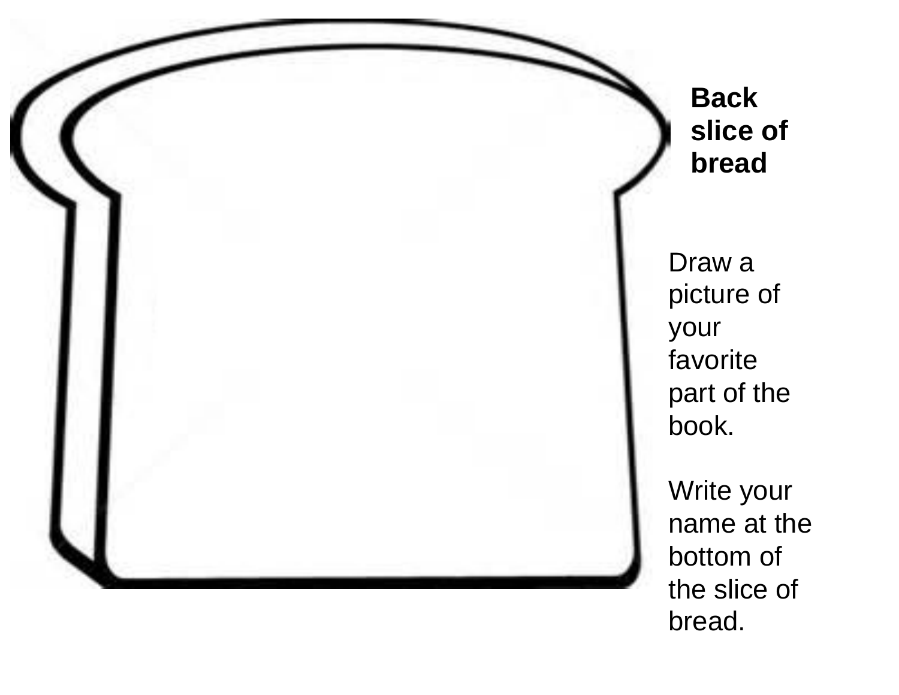**Back slice of bread**

Draw a picture of your favorite part of the book.

Write your name at the bottom of the slice of bread.